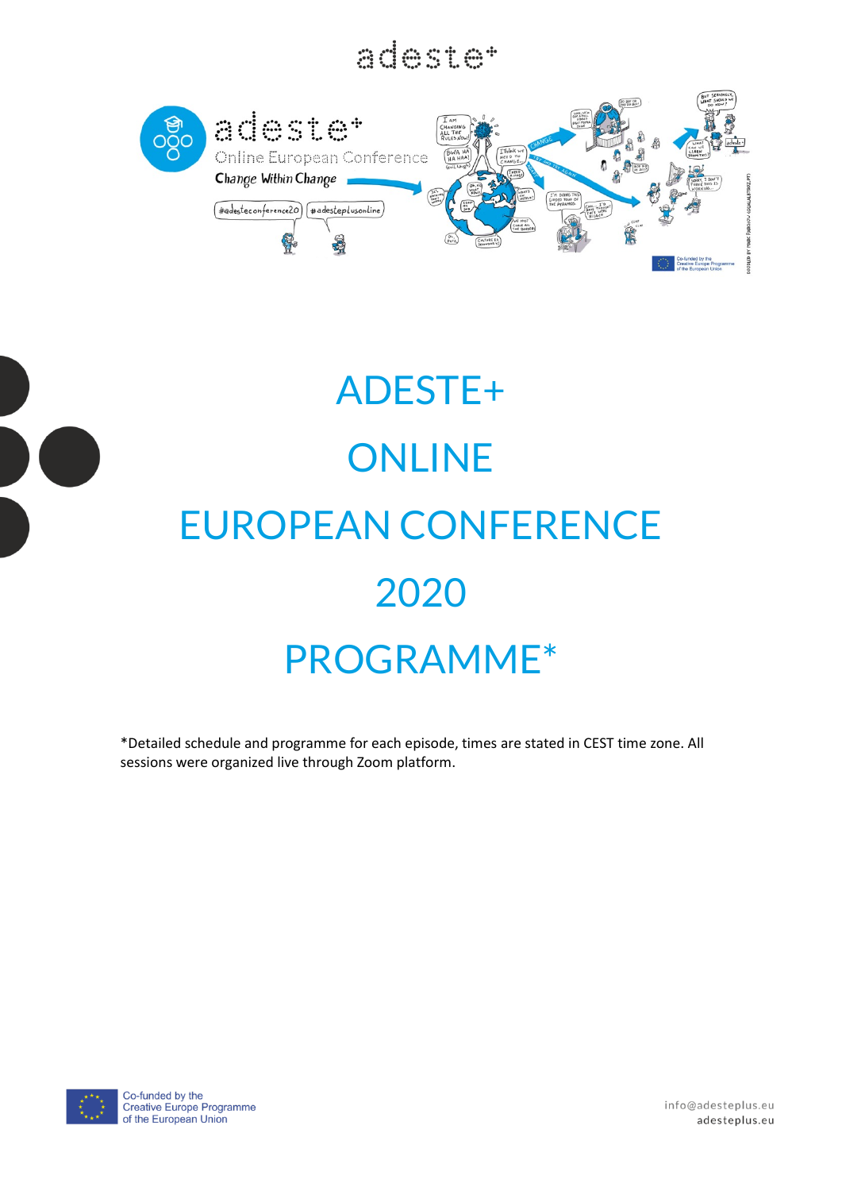# ADESTE+

# ONLINE

# EUROPEAN CONFERENCE

# 2020

# PROGRAMME*

*Detailed schedule and programme for each episode, times are stated in CEST time zone. All sessions were organized live through Zoom platform.

Co-funded by the Creative Europe Programme of the European Union

info@adesteplus.eu
adesteplus.eu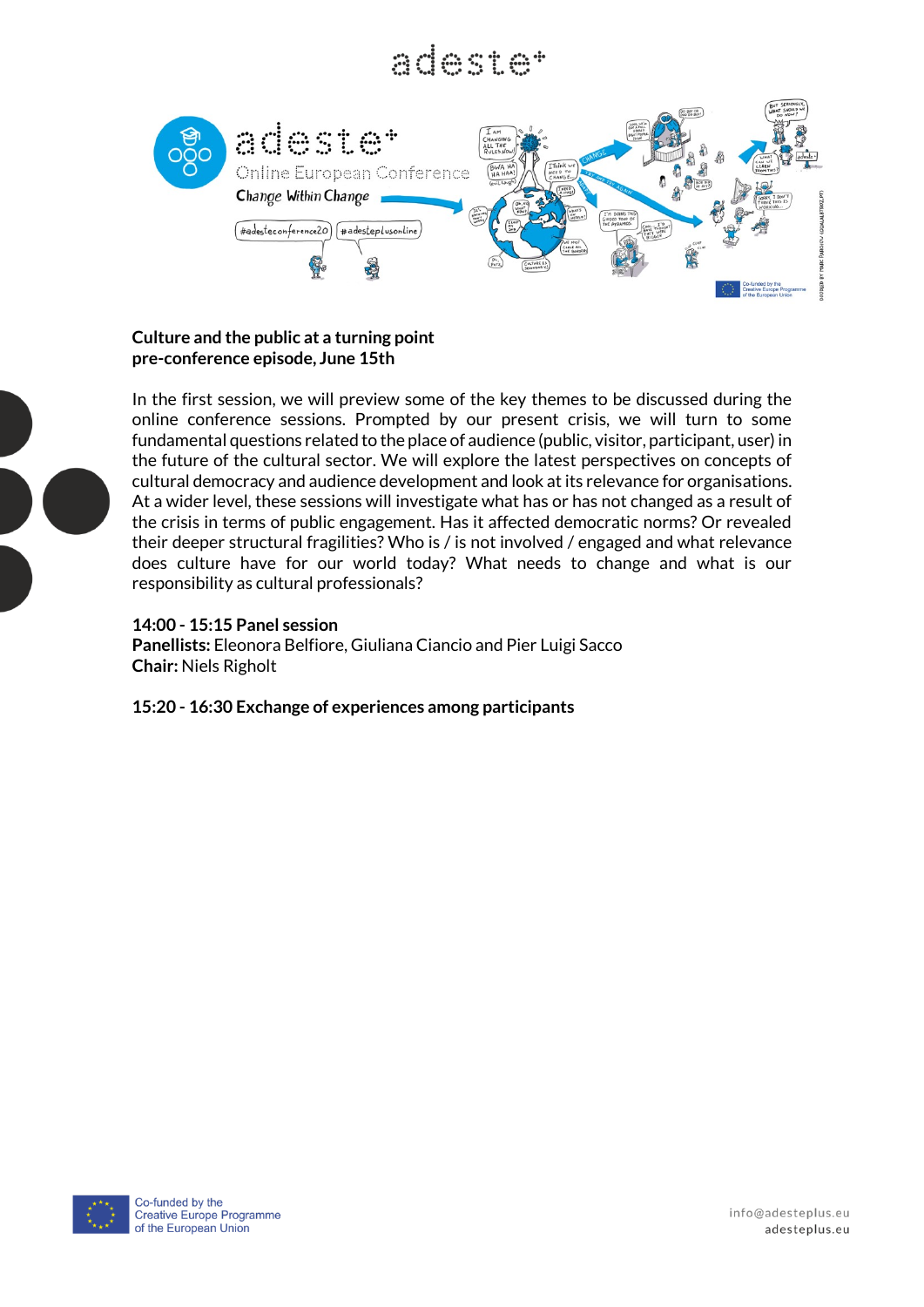**Culture and the public at a turning point**
**pre-conference episode, June 15th**

In the first session, we will preview some of the key themes to be discussed during the online conference sessions. Prompted by our present crisis, we will turn to some fundamental questions related to the place of audience (public, visitor, participant, user) in the future of the cultural sector. We will explore the latest perspectives on concepts of cultural democracy and audience development and look at its relevance for organisations. At a wider level, these sessions will investigate what has or has not changed as a result of the crisis in terms of public engagement. Has it affected democratic norms? Or revealed their deeper structural fragilities? Who is / is not involved / engaged and what relevance does culture have for our world today? What needs to change and what is our responsibility as cultural professionals?

**14:00 - 15:15 Panel session**
**Panellists:** Eleonora Belfiore, Giuliana Ciancio and Pier Luigi Sacco
**Chair:** Niels Righolt

**15:20 - 16:30 Exchange of experiences among participants**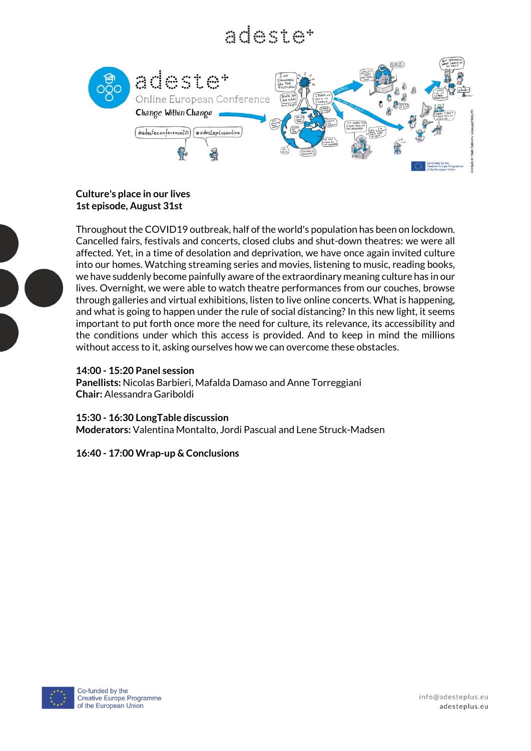**Culture's place in our lives**
**1st episode, August 31st**

Throughout the COVID19 outbreak, half of the world's population has been on lockdown. Cancelled fairs, festivals and concerts, closed clubs and shut-down theatres: we were all affected. Yet, in a time of desolation and deprivation, we have once again invited culture into our homes. Watching streaming series and movies, listening to music, reading books, we have suddenly become painfully aware of the extraordinary meaning culture has in our lives. Overnight, we were able to watch theatre performances from our couches, browse through galleries and virtual exhibitions, listen to live online concerts. What is happening, and what is going to happen under the rule of social distancing? In this new light, it seems important to put forth once more the need for culture, its relevance, its accessibility and the conditions under which this access is provided. And to keep in mind the millions without access to it, asking ourselves how we can overcome these obstacles.

**14:00 - 15:20 Panel session**
**Panellists:** Nicolas Barbieri, Mafalda Damaso and Anne Torreggiani
**Chair:** Alessandra Gariboldi

**15:30 - 16:30 LongTable discussion**
**Moderators:** Valentina Montalto, Jordi Pascual and Lene Struck-Madsen

**16:40 - 17:00 Wrap-up & Conclusions**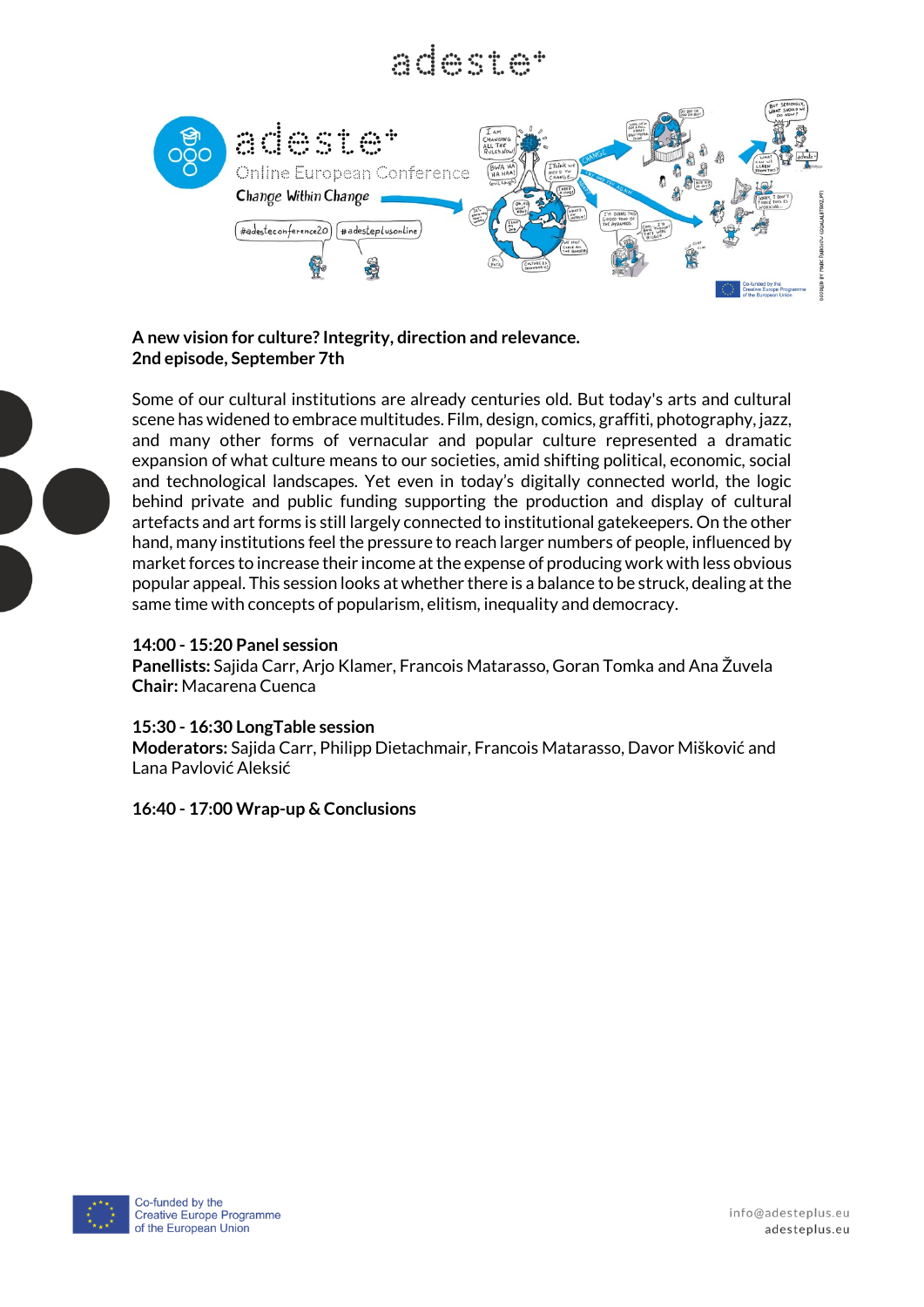**A new vision for culture? Integrity, direction and relevance.**
**2nd episode, September 7th**

Some of our cultural institutions are already centuries old. But today's arts and cultural scene has widened to embrace multitudes. Film, design, comics, graffiti, photography, jazz, and many other forms of vernacular and popular culture represented a dramatic expansion of what culture means to our societies, amid shifting political, economic, social and technological landscapes. Yet even in today's digitally connected world, the logic behind private and public funding supporting the production and display of cultural artefacts and art forms is still largely connected to institutional gatekeepers. On the other hand, many institutions feel the pressure to reach larger numbers of people, influenced by market forces to increase their income at the expense of producing work with less obvious popular appeal. This session looks at whether there is a balance to be struck, dealing at the same time with concepts of popularism, elitism, inequality and democracy.

**14:00 - 15:20 Panel session**
**Panellists:** Sajida Carr, Arjo Klamer, Francois Matarasso, Goran Tomka and Ana Žuvela
**Chair:** Macarena Cuenca

**15:30 - 16:30 LongTable session**
**Moderators:** Sajida Carr, Philipp Dietachmair, Francois Matarasso, Davor Mišković and Lana Pavlović Aleksić

**16:40 - 17:00 Wrap-up & Conclusions**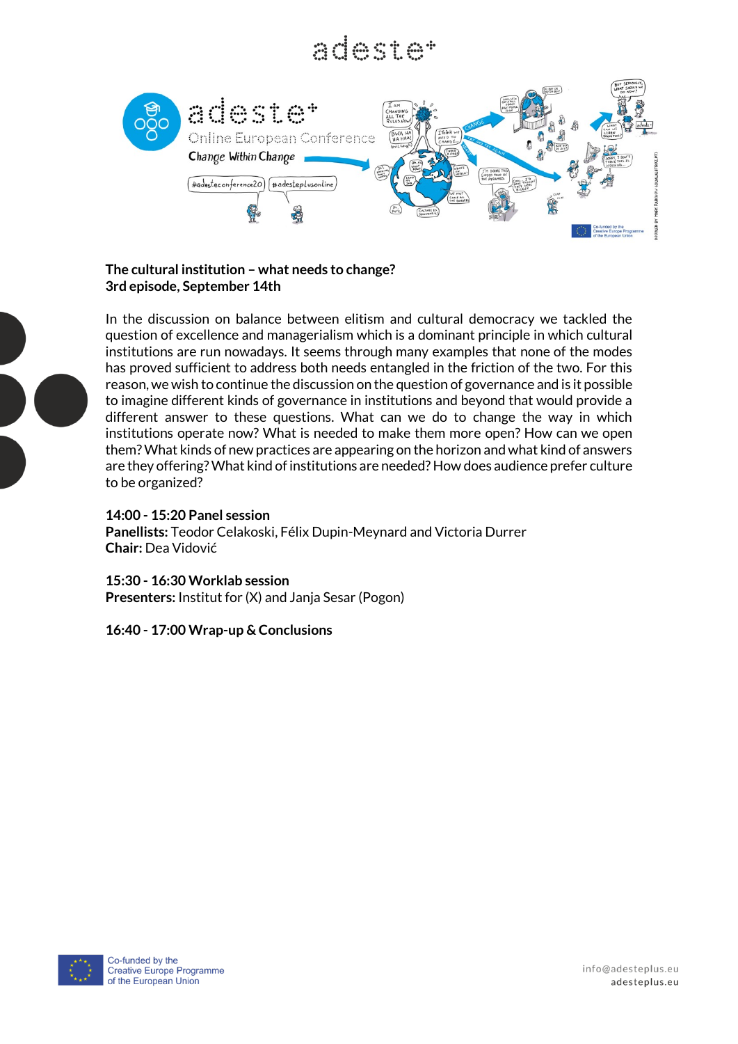**The cultural institution – what needs to change?**
**3rd episode, September 14th**

In the discussion on balance between elitism and cultural democracy we tackled the question of excellence and managerialism which is a dominant principle in which cultural institutions are run nowadays. It seems through many examples that none of the modes has proved sufficient to address both needs entangled in the friction of the two. For this reason, we wish to continue the discussion on the question of governance and is it possible to imagine different kinds of governance in institutions and beyond that would provide a different answer to these questions. What can we do to change the way in which institutions operate now? What is needed to make them more open? How can we open them? What kinds of new practices are appearing on the horizon and what kind of answers are they offering? What kind of institutions are needed? How does audience prefer culture to be organized?

**14:00 - 15:20 Panel session**
**Panellists:** Teodor Celakoski, Félix Dupin-Meynard and Victoria Durrer
**Chair:** Dea Vidović

**15:30 - 16:30 Worklab session**
**Presenters:** Institut for (X) and Janja Sesar (Pogon)

**16:40 - 17:00 Wrap-up & Conclusions**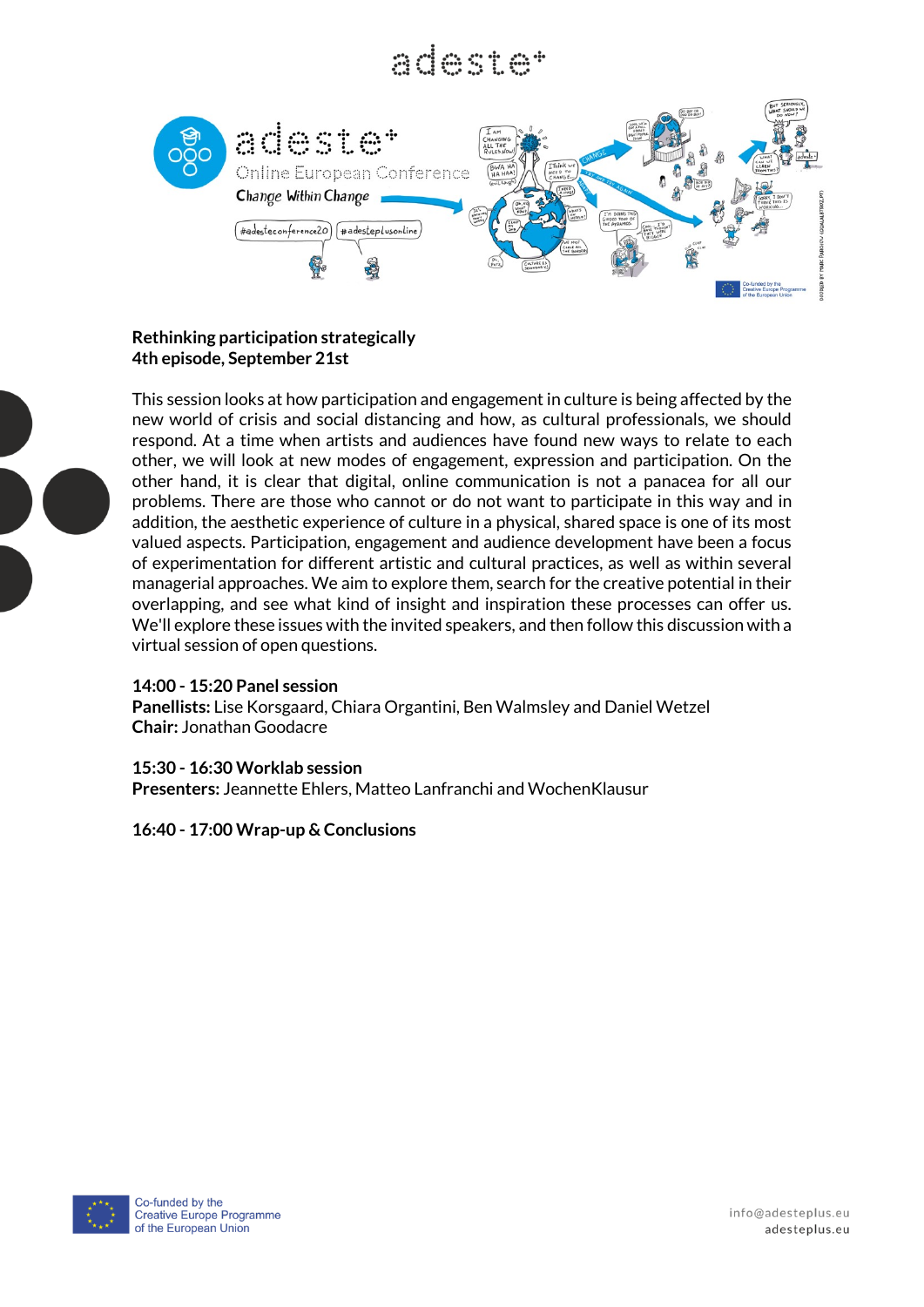## Rethinking participation strategically
### 4th episode, September 21st

This session looks at how participation and engagement in culture is being affected by the new world of crisis and social distancing and how, as cultural professionals, we should respond. At a time when artists and audiences have found new ways to relate to each other, we will look at new modes of engagement, expression and participation. On the other hand, it is clear that digital, online communication is not a panacea for all our problems. There are those who cannot or do not want to participate in this way and in addition, the aesthetic experience of culture in a physical, shared space is one of its most valued aspects. Participation, engagement and audience development have been a focus of experimentation for different artistic and cultural practices, as well as within several managerial approaches. We aim to explore them, search for the creative potential in their overlapping, and see what kind of insight and inspiration these processes can offer us. We'll explore these issues with the invited speakers, and then follow this discussion with a virtual session of open questions.

**14:00 - 15:20 Panel session**
**Panellists:** Lise Korsgaard, Chiara Organtini, Ben Walmsley and Daniel Wetzel
**Chair:** Jonathan Goodacre

**15:30 - 16:30 Worklab session**
**Presenters:** Jeannette Ehlers, Matteo Lanfranchi and WochenKlausur

**16:40 - 17:00 Wrap-up & Conclusions**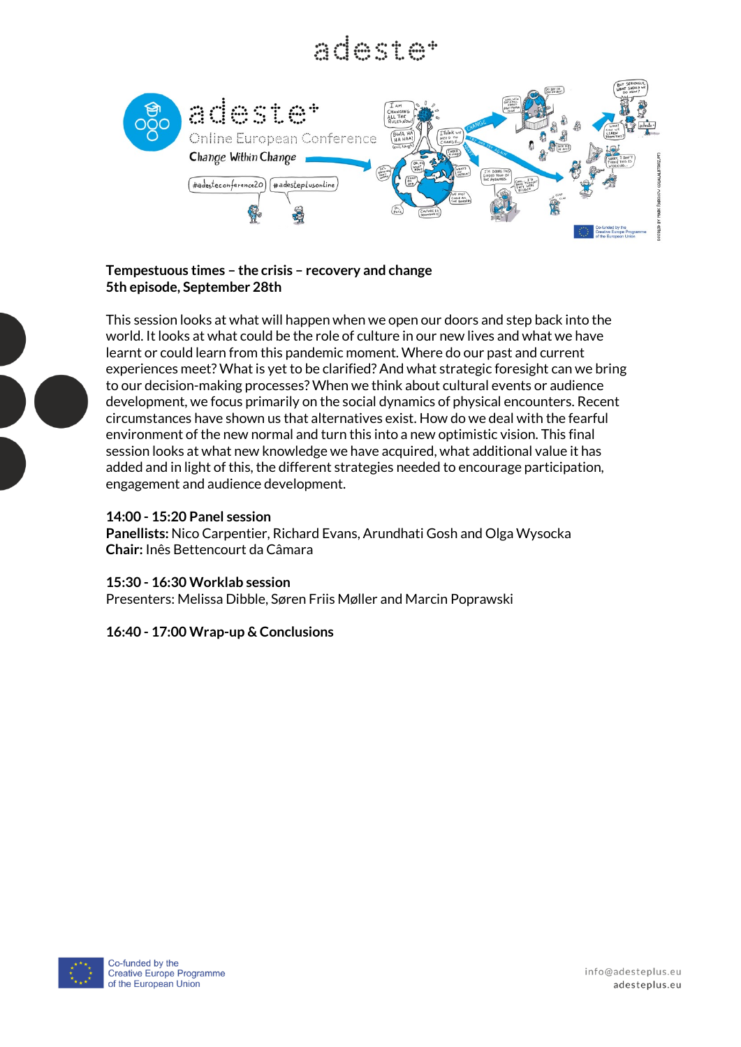**Tempestuous times – the crisis – recovery and change**
**5th episode, September 28th**

This session looks at what will happen when we open our doors and step back into the world. It looks at what could be the role of culture in our new lives and what we have learnt or could learn from this pandemic moment. Where do our past and current experiences meet? What is yet to be clarified? And what strategic foresight can we bring to our decision-making processes? When we think about cultural events or audience development, we focus primarily on the social dynamics of physical encounters. Recent circumstances have shown us that alternatives exist. How do we deal with the fearful environment of the new normal and turn this into a new optimistic vision. This final session looks at what new knowledge we have acquired, what additional value it has added and in light of this, the different strategies needed to encourage participation, engagement and audience development.

**14:00 - 15:20 Panel session**
**Panellists:** Nico Carpentier, Richard Evans, Arundhati Gosh and Olga Wysocka
**Chair:** Inês Bettencourt da Câmara

**15:30 - 16:30 Worklab session**
Presenters: Melissa Dibble, Søren Friis Møller and Marcin Poprawski

**16:40 - 17:00 Wrap-up & Conclusions**